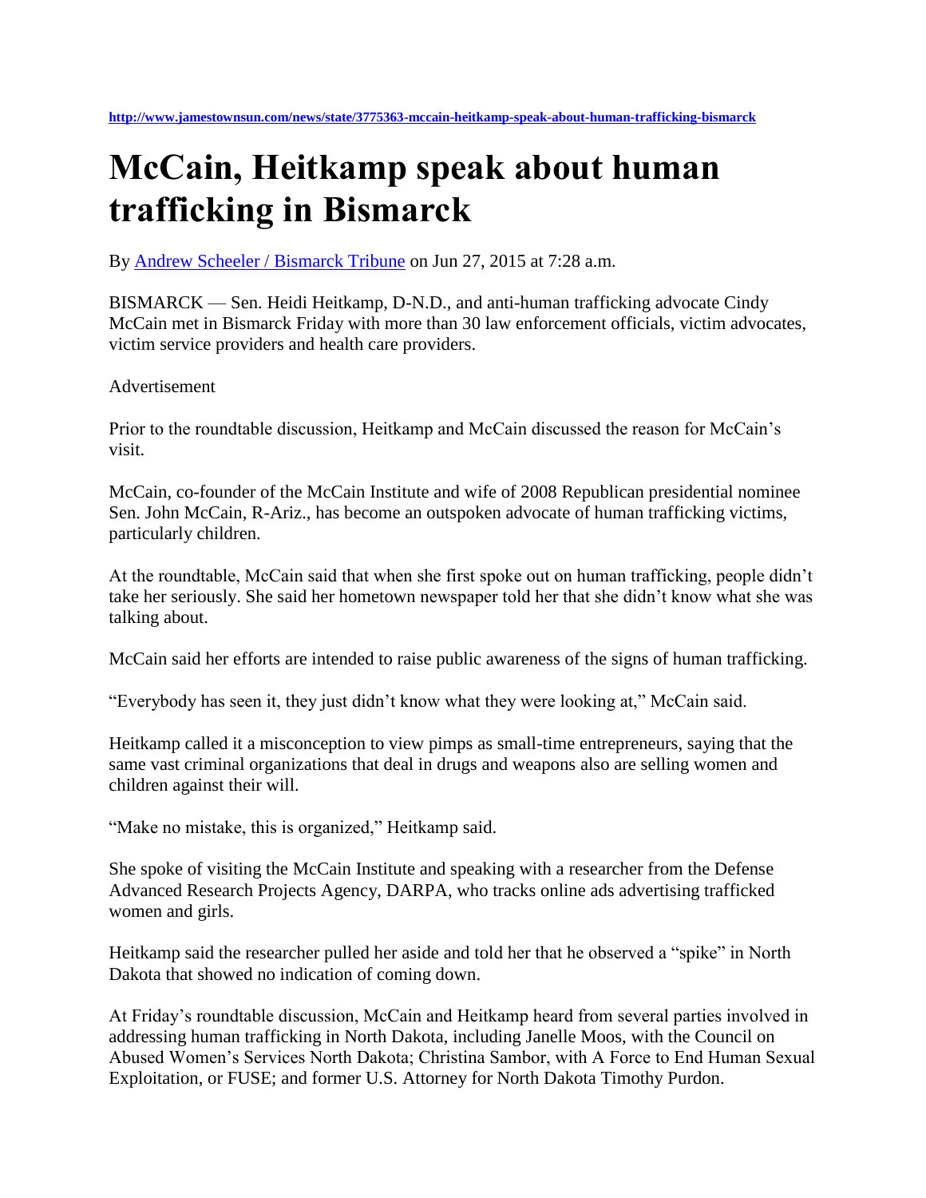http://www.jamestownsun.com/news/state/3775363-mccain-heitkamp-speak-about-human-trafficking-bismarck

# McCain, Heitkamp speak about human trafficking in Bismarck

By Andrew Scheeler / Bismarck Tribune on Jun 27, 2015 at 7:28 a.m.

BISMARCK — Sen. Heidi Heitkamp, D-N.D., and anti-human trafficking advocate Cindy McCain met in Bismarck Friday with more than 30 law enforcement officials, victim advocates, victim service providers and health care providers.

Advertisement

Prior to the roundtable discussion, Heitkamp and McCain discussed the reason for McCain's visit.

McCain, co-founder of the McCain Institute and wife of 2008 Republican presidential nominee Sen. John McCain, R-Ariz., has become an outspoken advocate of human trafficking victims, particularly children.

At the roundtable, McCain said that when she first spoke out on human trafficking, people didn't take her seriously. She said her hometown newspaper told her that she didn't know what she was talking about.

McCain said her efforts are intended to raise public awareness of the signs of human trafficking.

"Everybody has seen it, they just didn't know what they were looking at," McCain said.

Heitkamp called it a misconception to view pimps as small-time entrepreneurs, saying that the same vast criminal organizations that deal in drugs and weapons also are selling women and children against their will.

"Make no mistake, this is organized," Heitkamp said.

She spoke of visiting the McCain Institute and speaking with a researcher from the Defense Advanced Research Projects Agency, DARPA, who tracks online ads advertising trafficked women and girls.

Heitkamp said the researcher pulled her aside and told her that he observed a "spike" in North Dakota that showed no indication of coming down.

At Friday's roundtable discussion, McCain and Heitkamp heard from several parties involved in addressing human trafficking in North Dakota, including Janelle Moos, with the Council on Abused Women's Services North Dakota; Christina Sambor, with A Force to End Human Sexual Exploitation, or FUSE; and former U.S. Attorney for North Dakota Timothy Purdon.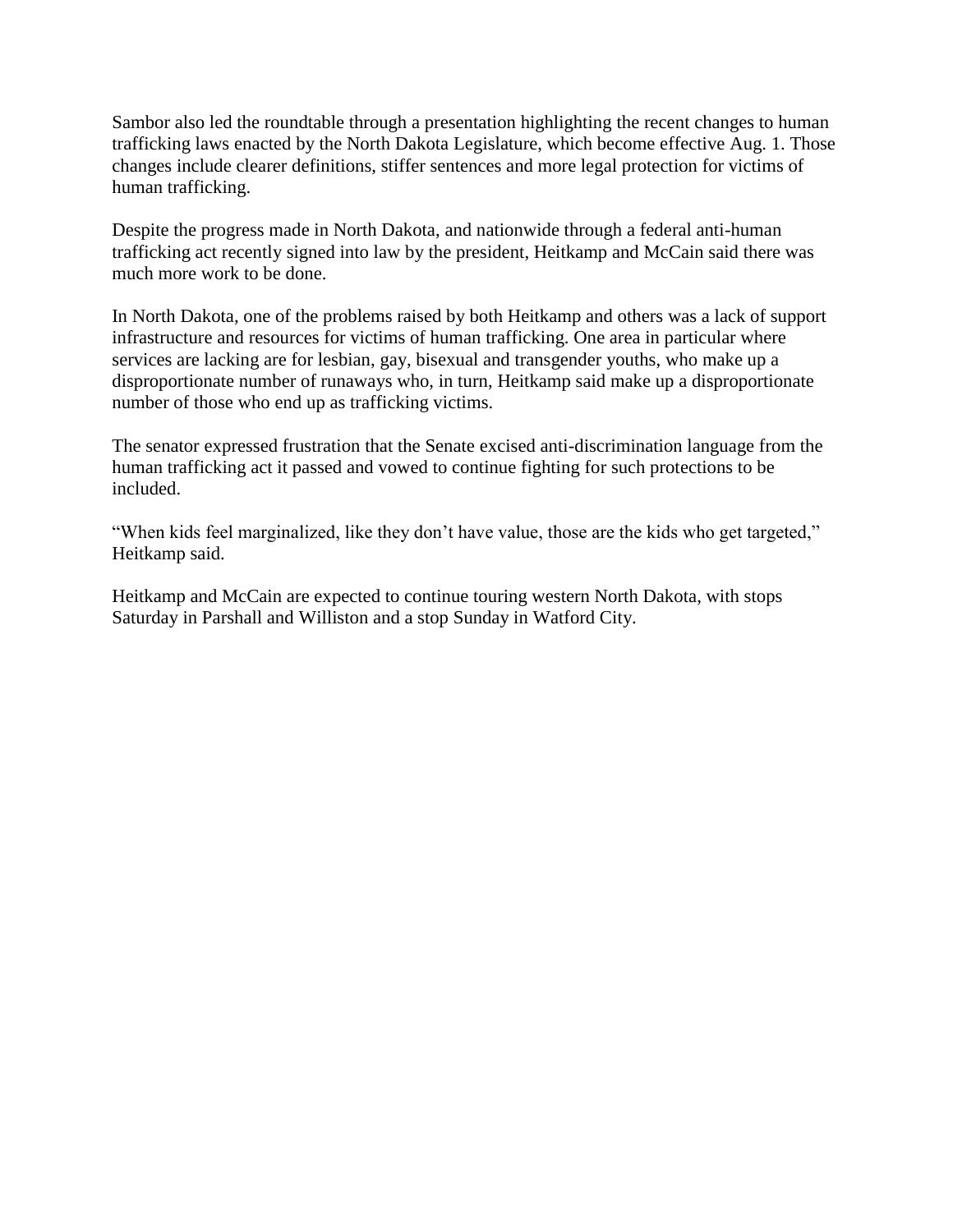Sambor also led the roundtable through a presentation highlighting the recent changes to human trafficking laws enacted by the North Dakota Legislature, which become effective Aug. 1. Those changes include clearer definitions, stiffer sentences and more legal protection for victims of human trafficking.

Despite the progress made in North Dakota, and nationwide through a federal anti-human trafficking act recently signed into law by the president, Heitkamp and McCain said there was much more work to be done.

In North Dakota, one of the problems raised by both Heitkamp and others was a lack of support infrastructure and resources for victims of human trafficking. One area in particular where services are lacking are for lesbian, gay, bisexual and transgender youths, who make up a disproportionate number of runaways who, in turn, Heitkamp said make up a disproportionate number of those who end up as trafficking victims.

The senator expressed frustration that the Senate excised anti-discrimination language from the human trafficking act it passed and vowed to continue fighting for such protections to be included.

"When kids feel marginalized, like they don't have value, those are the kids who get targeted," Heitkamp said.

Heitkamp and McCain are expected to continue touring western North Dakota, with stops Saturday in Parshall and Williston and a stop Sunday in Watford City.